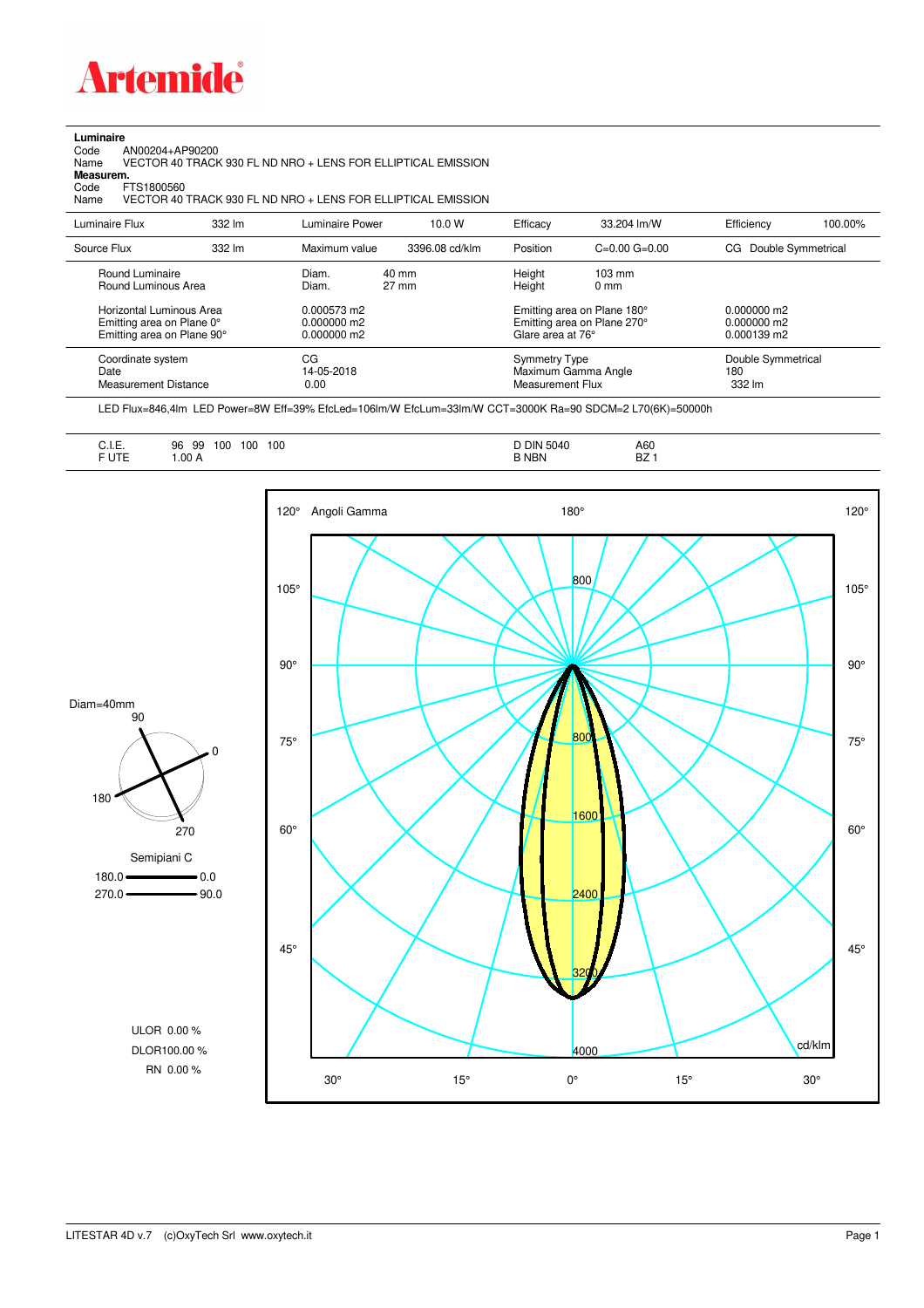# Artemide

**Luminaire**

Code AN00204+AP90200

Name VECTOR 40 TRACK 930 FL ND NRO + LENS FOR ELLIPTICAL EMISSION

**Measurem.**

Code FTS1800560

Name VECTOR 40 TRACK 930 FL ND NRO + LENS FOR ELLIPTICAL EMISSION

| Luminaire Flux | 332 lm | Luminaire Power | 10.0 W | Efficacy | 33.204 lm/W | Efficiency | 100.00% |
|---|---|---|---|---|---|---|---|
| Source Flux | 332 lm | Maximum value | 3396.08 cd/klm | Position | C=0.00 G=0.00 | CG | Double Symmetrical |

| | | | |
|---|---|---|---|
| Round Luminaire | Diam. 40 mm | Height 103 mm | |
| Round Luminous Area | Diam. 27 mm | Height 0 mm | |
| Horizontal Luminous Area | 0.000573 m2 | Emitting area on Plane 180° | 0.000000 m2 |
| Emitting area on Plane 0° | 0.000000 m2 | Emitting area on Plane 270° | 0.000000 m2 |
| Emitting area on Plane 90° | 0.000000 m2 | Glare area at 76° | 0.000139 m2 |

| | | | |
|---|---|---|---|
| Coordinate system | CG | Symmetry Type | Double Symmetrical |
| Date | 14-05-2018 | Maximum Gamma Angle | 180 |
| Measurement Distance | 0.00 | Measurement Flux | 332 lm |

LED Flux=846,4lm LED Power=8W Eff=39% EfcLed=106lm/W EfcLum=33lm/W CCT=3000K Ra=90 SDCM=2 L70(6K)=50000h

| | | | |
|---|---|---|---|
| C.I.E. | 96 99 100 100 100 | D DIN 5040 | A60 |
| F UTE | 1.00 A | B NBN | BZ 1 |

Diam=40mm

Semipiani C

180.0 — 0.0

270.0 — 90.0

ULOR 0.00 %

DLOR 100.00 %

RN 0.00 %

Angoli Gamma — cd/klm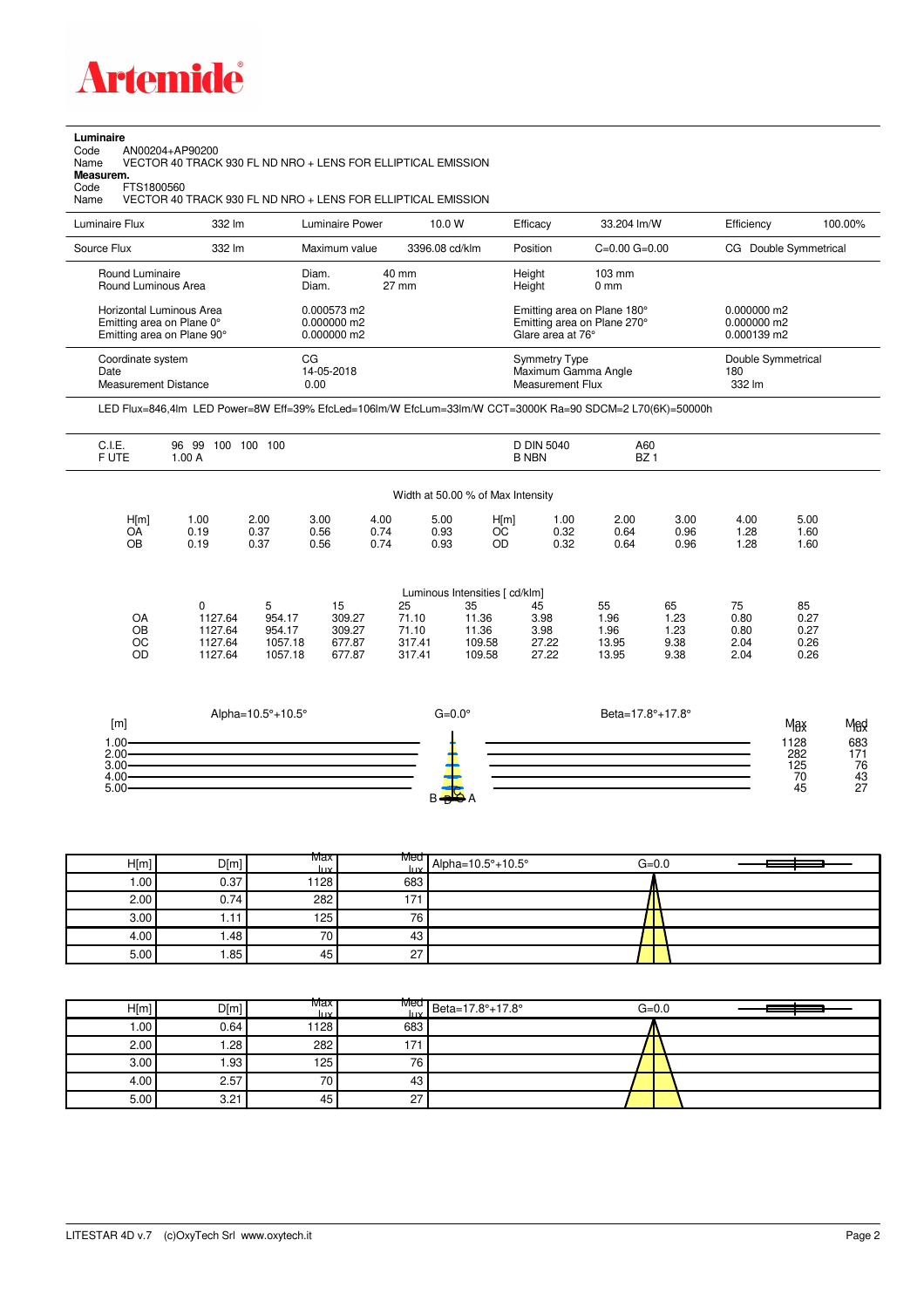**Luminaire**
Code AN00204+AP90200
Name VECTOR 40 TRACK 930 FL ND NRO + LENS FOR ELLIPTICAL EMISSION
**Measurem.**
Code FTS1800560
Name VECTOR 40 TRACK 930 FL ND NRO + LENS FOR ELLIPTICAL EMISSION

| | | | | | | | |
|---|---|---|---|---|---|---|---|
| Luminaire Flux | 332 lm | Luminaire Power | 10.0 W | Efficacy | 33.204 lm/W | Efficiency | 100.00% |
| Source Flux | 332 lm | Maximum value | 3396.08 cd/klm | Position | C=0.00 G=0.00 | CG | Double Symmetrical |

| | | | | | |
|---|---|---|---|---|---|
| Round Luminaire | Diam. | 40 mm | Height | 103 mm | |
| Round Luminous Area | Diam. | 27 mm | Height | 0 mm | |
| Horizontal Luminous Area | 0.000573 m2 | | Emitting area on Plane 180° | | 0.000000 m2 |
| Emitting area on Plane 0° | 0.000000 m2 | | Emitting area on Plane 270° | | 0.000000 m2 |
| Emitting area on Plane 90° | 0.000000 m2 | | Glare area at 76° | | 0.000139 m2 |

| | | | |
|---|---|---|---|
| Coordinate system | CG | Symmetry Type | Double Symmetrical |
| Date | 14-05-2018 | Maximum Gamma Angle | 180 |
| Measurement Distance | 0.00 | Measurement Flux | 332 lm |

LED Flux=846,4lm LED Power=8W Eff=39% EfcLed=106lm/W EfcLum=33lm/W CCT=3000K Ra=90 SDCM=2 L70(6K)=50000h

| | | | |
|---|---|---|---|
| C.I.E. | 96 99 100 100 100 | D DIN 5040 | A60 |
| F UTE | 1.00 A | B NBN | BZ 1 |

Width at 50.00 % of Max Intensity

| H[m] | 1.00 | 2.00 | 3.00 | 4.00 | 5.00 | H[m] | 1.00 | 2.00 | 3.00 | 4.00 | 5.00 |
|---|---|---|---|---|---|---|---|---|---|---|---|
| OA | 0.19 | 0.37 | 0.56 | 0.74 | 0.93 | OC | 0.32 | 0.64 | 0.96 | 1.28 | 1.60 |
| OB | 0.19 | 0.37 | 0.56 | 0.74 | 0.93 | OD | 0.32 | 0.64 | 0.96 | 1.28 | 1.60 |

Luminous Intensities [ cd/klm]

| | 0 | 5 | 15 | 25 | 35 | 45 | 55 | 65 | 75 | 85 |
|---|---|---|---|---|---|---|---|---|---|---|
| OA | 1127.64 | 954.17 | 309.27 | 71.10 | 11.36 | 3.98 | 1.96 | 1.23 | 0.80 | 0.27 |
| OB | 1127.64 | 954.17 | 309.27 | 71.10 | 11.36 | 3.98 | 1.96 | 1.23 | 0.80 | 0.27 |
| OC | 1127.64 | 1057.18 | 677.87 | 317.41 | 109.58 | 27.22 | 13.95 | 9.38 | 2.04 | 0.26 |
| OD | 1127.64 | 1057.18 | 677.87 | 317.41 | 109.58 | 27.22 | 13.95 | 9.38 | 2.04 | 0.26 |

Alpha=10.5°+10.5° G=0.0° Beta=17.8°+17.8°

[m] 1.00 2.00 3.00 4.00 5.00

B D C A

Max lux: 1128 282 125 70 45

Med lux: 683 171 76 43 27

| H[m] | D[m] | Max lux | Med lux | Alpha=10.5°+10.5° | G=0.0 |
|---|---|---|---|---|---|
| 1.00 | 0.37 | 1128 | 683 | | |
| 2.00 | 0.74 | 282 | 171 | | |
| 3.00 | 1.11 | 125 | 76 | | |
| 4.00 | 1.48 | 70 | 43 | | |
| 5.00 | 1.85 | 45 | 27 | | |

| H[m] | D[m] | Max lux | Med lux | Beta=17.8°+17.8° | G=0.0 |
|---|---|---|---|---|---|
| 1.00 | 0.64 | 1128 | 683 | | |
| 2.00 | 1.28 | 282 | 171 | | |
| 3.00 | 1.93 | 125 | 76 | | |
| 4.00 | 2.57 | 70 | 43 | | |
| 5.00 | 3.21 | 45 | 27 | | |

LITESTAR 4D v.7 (c)OxyTech Srl www.oxytech.it